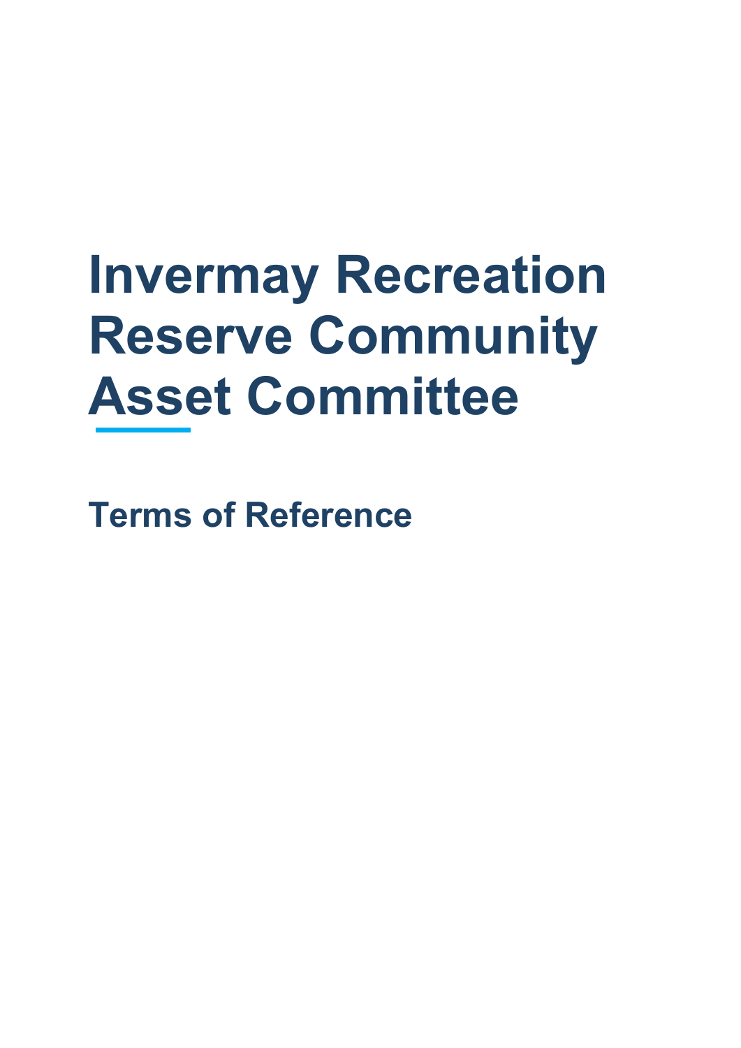# Invermay Recreation Reserve Community Asset Committee

## Terms of Reference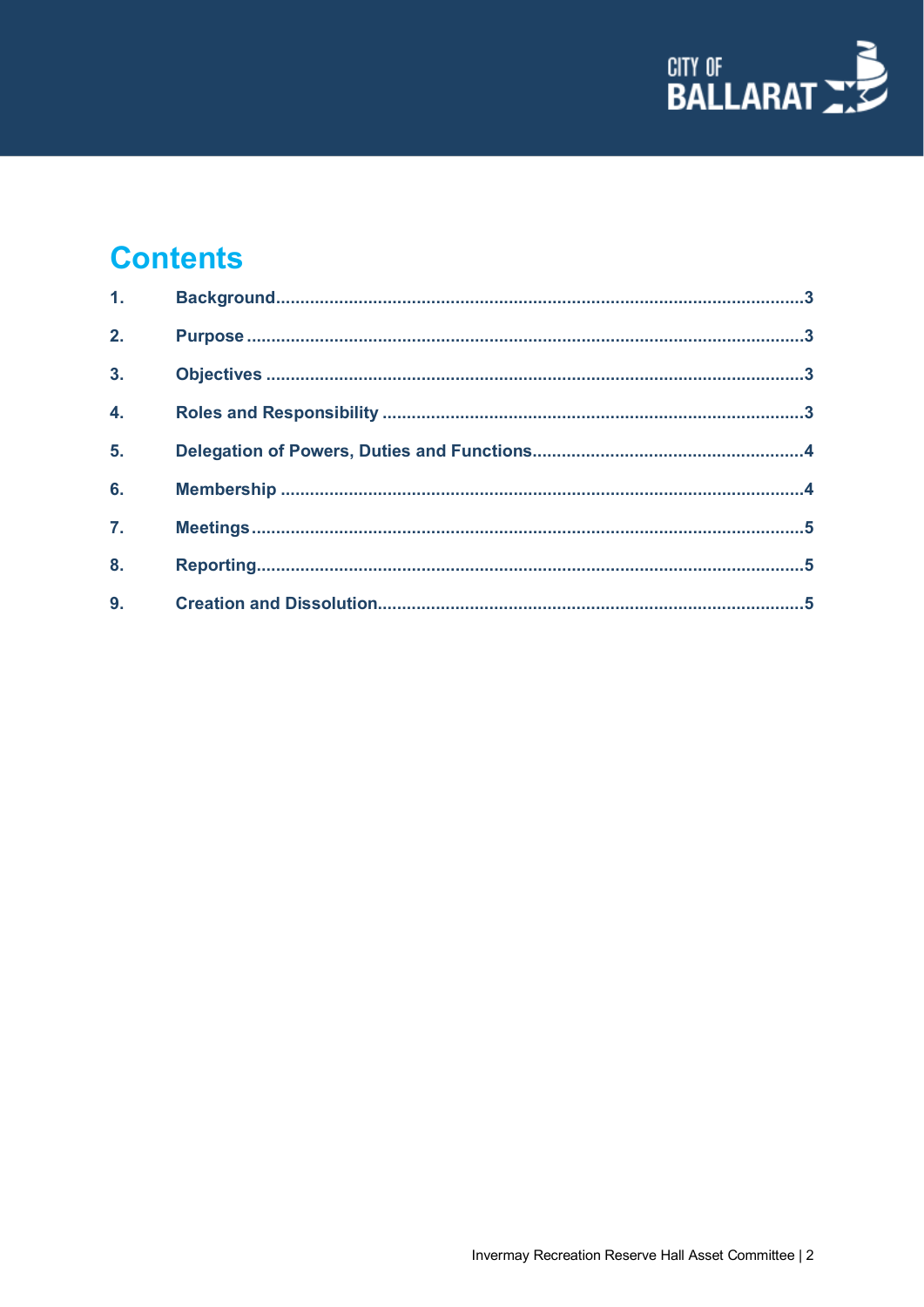# Contents

1. Background....................................................................................................3
2. Purpose..........................................................................................................3
3. Objectives......................................................................................................3
4. Roles and Responsibility ..............................................................................3
5. Delegation of Powers, Duties and Functions................................................4
6. Membership ...................................................................................................4
7. Meetings.........................................................................................................5
8. Reporting........................................................................................................5
9. Creation and Dissolution................................................................................5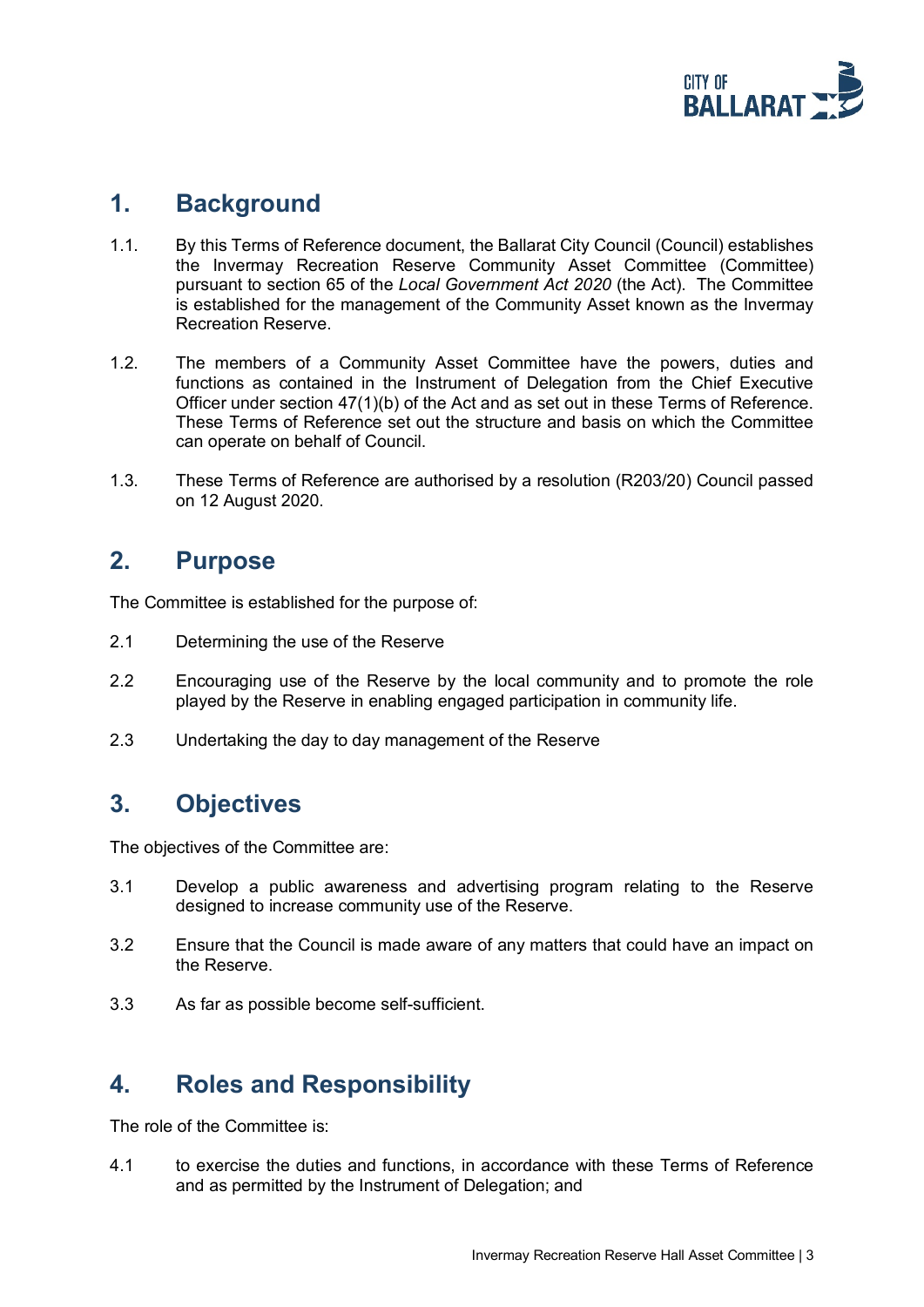## 1. Background

1.1. By this Terms of Reference document, the Ballarat City Council (Council) establishes the Invermay Recreation Reserve Community Asset Committee (Committee) pursuant to section 65 of the *Local Government Act 2020* (the Act). The Committee is established for the management of the Community Asset known as the Invermay Recreation Reserve.

1.2. The members of a Community Asset Committee have the powers, duties and functions as contained in the Instrument of Delegation from the Chief Executive Officer under section 47(1)(b) of the Act and as set out in these Terms of Reference. These Terms of Reference set out the structure and basis on which the Committee can operate on behalf of Council.

1.3. These Terms of Reference are authorised by a resolution (R203/20) Council passed on 12 August 2020.

## 2. Purpose

The Committee is established for the purpose of:

2.1 Determining the use of the Reserve

2.2 Encouraging use of the Reserve by the local community and to promote the role played by the Reserve in enabling engaged participation in community life.

2.3 Undertaking the day to day management of the Reserve

## 3. Objectives

The objectives of the Committee are:

3.1 Develop a public awareness and advertising program relating to the Reserve designed to increase community use of the Reserve.

3.2 Ensure that the Council is made aware of any matters that could have an impact on the Reserve.

3.3 As far as possible become self-sufficient.

## 4. Roles and Responsibility

The role of the Committee is:

4.1 to exercise the duties and functions, in accordance with these Terms of Reference and as permitted by the Instrument of Delegation; and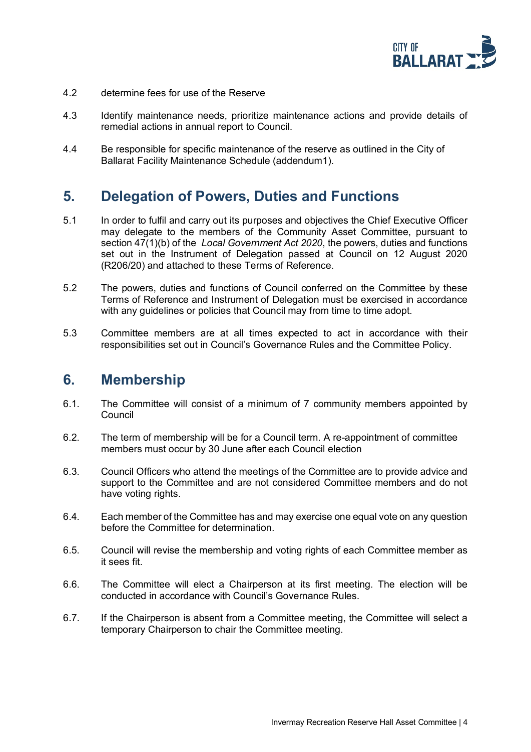4.2 determine fees for use of the Reserve

4.3 Identify maintenance needs, prioritize maintenance actions and provide details of remedial actions in annual report to Council.

4.4 Be responsible for specific maintenance of the reserve as outlined in the City of Ballarat Facility Maintenance Schedule (addendum1).

## 5. Delegation of Powers, Duties and Functions

5.1 In order to fulfil and carry out its purposes and objectives the Chief Executive Officer may delegate to the members of the Community Asset Committee, pursuant to section 47(1)(b) of the *Local Government Act 2020*, the powers, duties and functions set out in the Instrument of Delegation passed at Council on 12 August 2020 (R206/20) and attached to these Terms of Reference.

5.2 The powers, duties and functions of Council conferred on the Committee by these Terms of Reference and Instrument of Delegation must be exercised in accordance with any guidelines or policies that Council may from time to time adopt.

5.3 Committee members are at all times expected to act in accordance with their responsibilities set out in Council's Governance Rules and the Committee Policy.

## 6. Membership

6.1. The Committee will consist of a minimum of 7 community members appointed by Council

6.2. The term of membership will be for a Council term. A re-appointment of committee members must occur by 30 June after each Council election

6.3. Council Officers who attend the meetings of the Committee are to provide advice and support to the Committee and are not considered Committee members and do not have voting rights.

6.4. Each member of the Committee has and may exercise one equal vote on any question before the Committee for determination.

6.5. Council will revise the membership and voting rights of each Committee member as it sees fit.

6.6. The Committee will elect a Chairperson at its first meeting. The election will be conducted in accordance with Council's Governance Rules.

6.7. If the Chairperson is absent from a Committee meeting, the Committee will select a temporary Chairperson to chair the Committee meeting.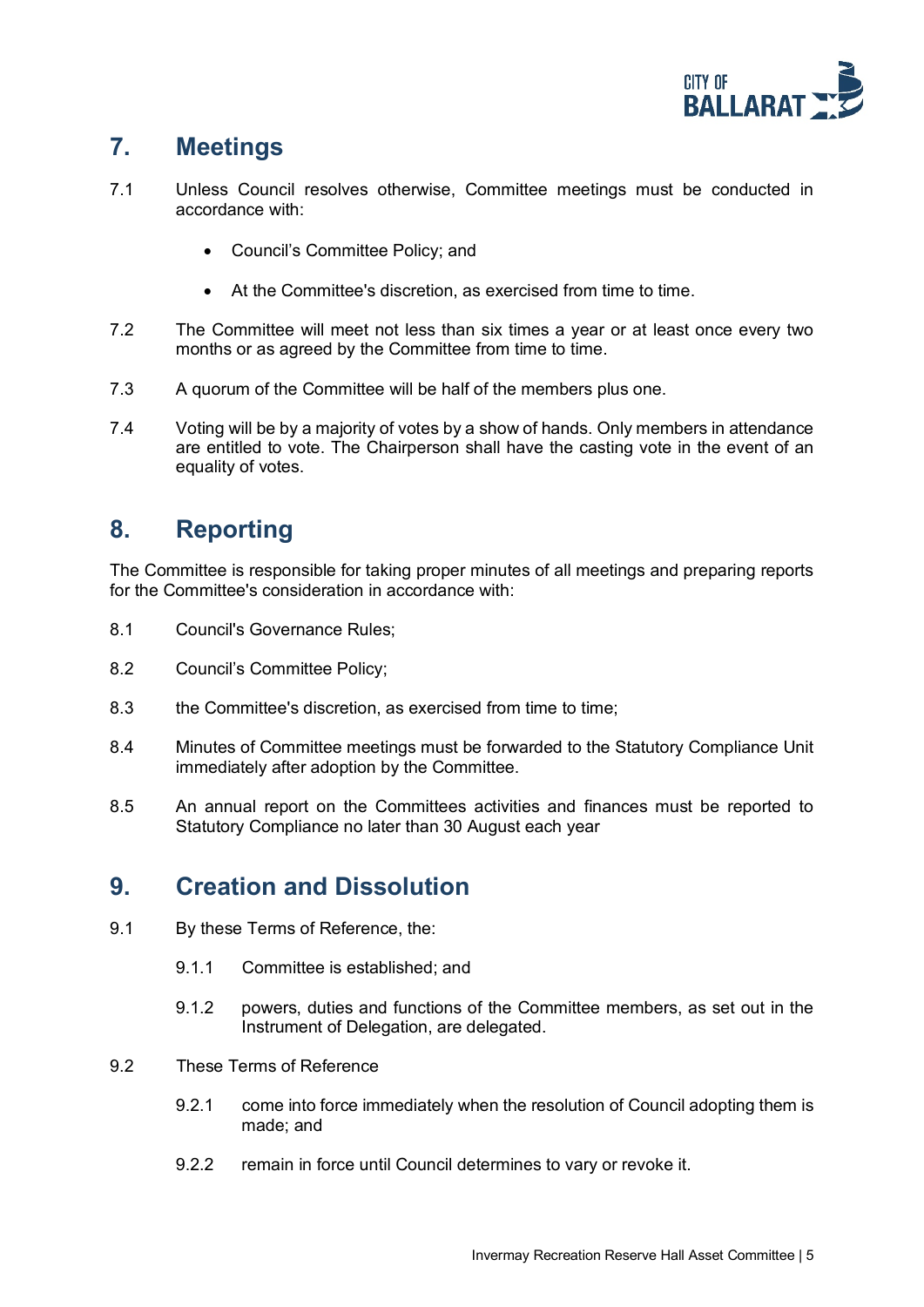## 7. Meetings

7.1 Unless Council resolves otherwise, Committee meetings must be conducted in accordance with:

- Council's Committee Policy; and
- At the Committee's discretion, as exercised from time to time.

7.2 The Committee will meet not less than six times a year or at least once every two months or as agreed by the Committee from time to time.

7.3 A quorum of the Committee will be half of the members plus one.

7.4 Voting will be by a majority of votes by a show of hands. Only members in attendance are entitled to vote. The Chairperson shall have the casting vote in the event of an equality of votes.

## 8. Reporting

The Committee is responsible for taking proper minutes of all meetings and preparing reports for the Committee's consideration in accordance with:

8.1 Council's Governance Rules;

8.2 Council's Committee Policy;

8.3 the Committee's discretion, as exercised from time to time;

8.4 Minutes of Committee meetings must be forwarded to the Statutory Compliance Unit immediately after adoption by the Committee.

8.5 An annual report on the Committees activities and finances must be reported to Statutory Compliance no later than 30 August each year

## 9. Creation and Dissolution

9.1 By these Terms of Reference, the:

9.1.1 Committee is established; and

9.1.2 powers, duties and functions of the Committee members, as set out in the Instrument of Delegation, are delegated.

9.2 These Terms of Reference

9.2.1 come into force immediately when the resolution of Council adopting them is made; and

9.2.2 remain in force until Council determines to vary or revoke it.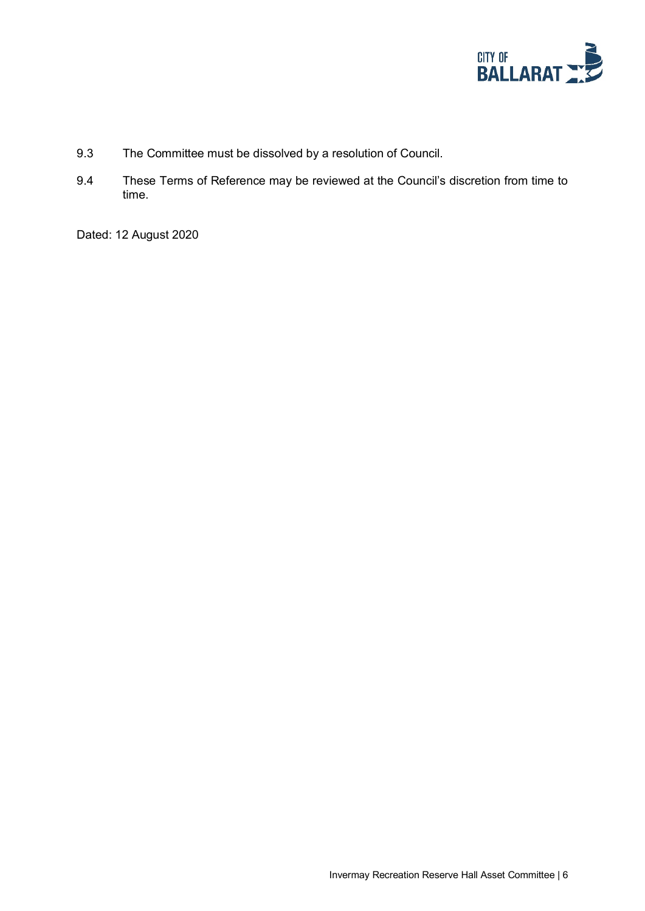9.3 The Committee must be dissolved by a resolution of Council.

9.4 These Terms of Reference may be reviewed at the Council's discretion from time to time.

Dated: 12 August 2020